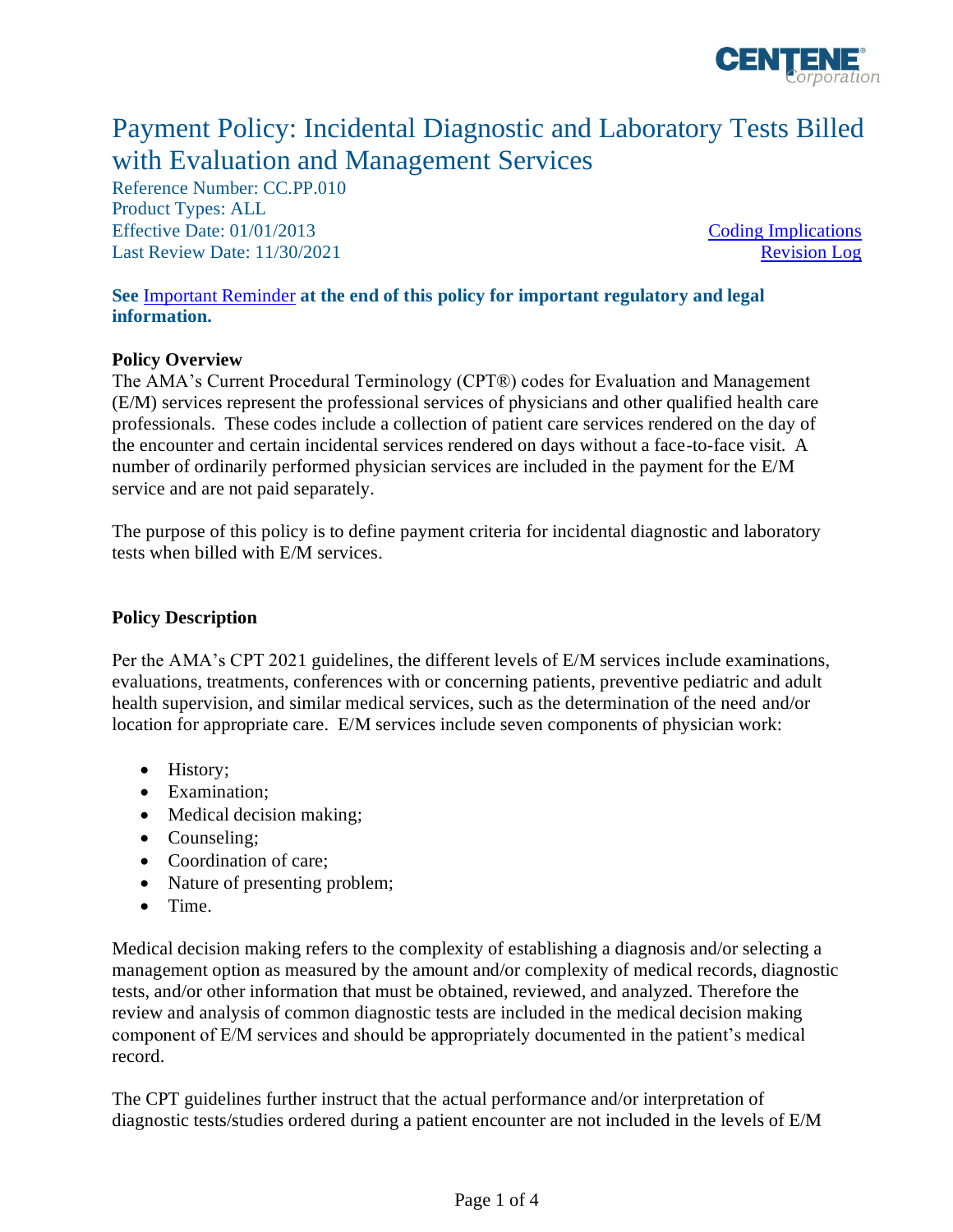# Payment Policy: Incidental Diagnostic and Laboratory Tests Billed with Evaluation and Management Services

Reference Number: CC.PP.010
Product Types: ALL
Effective Date: 01/01/2013
Last Review Date: 11/30/2021

Coding Implications
Revision Log

**See Important Reminder at the end of this policy for important regulatory and legal information.**

**Policy Overview**

The AMA's Current Procedural Terminology (CPT®) codes for Evaluation and Management (E/M) services represent the professional services of physicians and other qualified health care professionals. These codes include a collection of patient care services rendered on the day of the encounter and certain incidental services rendered on days without a face-to-face visit. A number of ordinarily performed physician services are included in the payment for the E/M service and are not paid separately.

The purpose of this policy is to define payment criteria for incidental diagnostic and laboratory tests when billed with E/M services.

**Policy Description**

Per the AMA's CPT 2021 guidelines, the different levels of E/M services include examinations, evaluations, treatments, conferences with or concerning patients, preventive pediatric and adult health supervision, and similar medical services, such as the determination of the need and/or location for appropriate care. E/M services include seven components of physician work:

- History;
- Examination;
- Medical decision making;
- Counseling;
- Coordination of care;
- Nature of presenting problem;
- Time.

Medical decision making refers to the complexity of establishing a diagnosis and/or selecting a management option as measured by the amount and/or complexity of medical records, diagnostic tests, and/or other information that must be obtained, reviewed, and analyzed. Therefore the review and analysis of common diagnostic tests are included in the medical decision making component of E/M services and should be appropriately documented in the patient's medical record.

The CPT guidelines further instruct that the actual performance and/or interpretation of diagnostic tests/studies ordered during a patient encounter are not included in the levels of E/M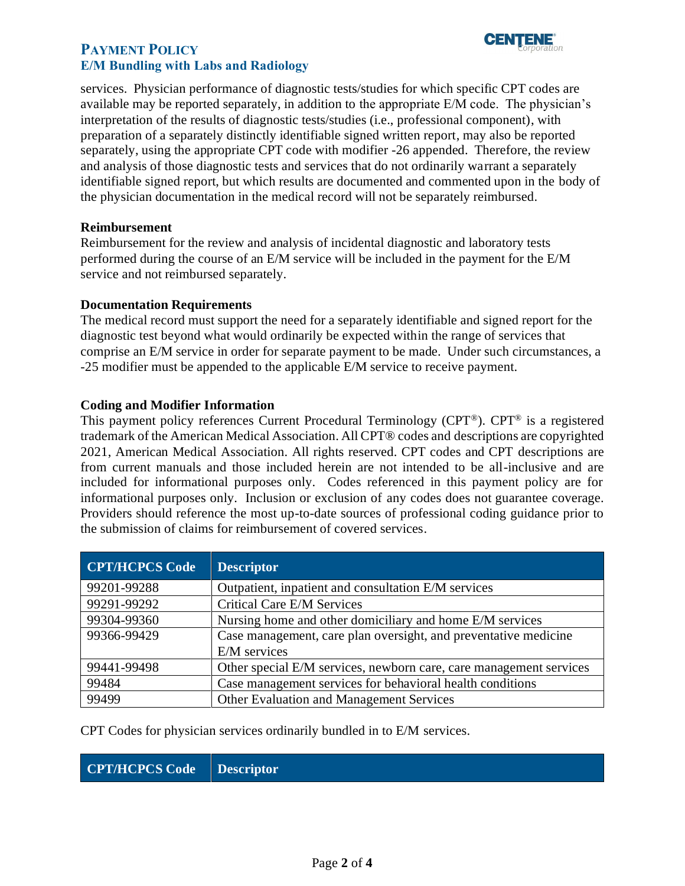services. Physician performance of diagnostic tests/studies for which specific CPT codes are available may be reported separately, in addition to the appropriate E/M code. The physician's interpretation of the results of diagnostic tests/studies (i.e., professional component), with preparation of a separately distinctly identifiable signed written report, may also be reported separately, using the appropriate CPT code with modifier -26 appended. Therefore, the review and analysis of those diagnostic tests and services that do not ordinarily warrant a separately identifiable signed report, but which results are documented and commented upon in the body of the physician documentation in the medical record will not be separately reimbursed.

### Reimbursement

Reimbursement for the review and analysis of incidental diagnostic and laboratory tests performed during the course of an E/M service will be included in the payment for the E/M service and not reimbursed separately.

### Documentation Requirements

The medical record must support the need for a separately identifiable and signed report for the diagnostic test beyond what would ordinarily be expected within the range of services that comprise an E/M service in order for separate payment to be made. Under such circumstances, a -25 modifier must be appended to the applicable E/M service to receive payment.

### Coding and Modifier Information

This payment policy references Current Procedural Terminology (CPT®). CPT® is a registered trademark of the American Medical Association. All CPT® codes and descriptions are copyrighted 2021, American Medical Association. All rights reserved. CPT codes and CPT descriptions are from current manuals and those included herein are not intended to be all-inclusive and are included for informational purposes only. Codes referenced in this payment policy are for informational purposes only. Inclusion or exclusion of any codes does not guarantee coverage. Providers should reference the most up-to-date sources of professional coding guidance prior to the submission of claims for reimbursement of covered services.

| CPT/HCPCS Code | Descriptor |
|---|---|
| 99201-99288 | Outpatient, inpatient and consultation E/M services |
| 99291-99292 | Critical Care E/M Services |
| 99304-99360 | Nursing home and other domiciliary and home E/M services |
| 99366-99429 | Case management, care plan oversight, and preventative medicine E/M services |
| 99441-99498 | Other special E/M services, newborn care, care management services |
| 99484 | Case management services for behavioral health conditions |
| 99499 | Other Evaluation and Management Services |

CPT Codes for physician services ordinarily bundled in to E/M services.

| CPT/HCPCS Code | Descriptor |
|---|---|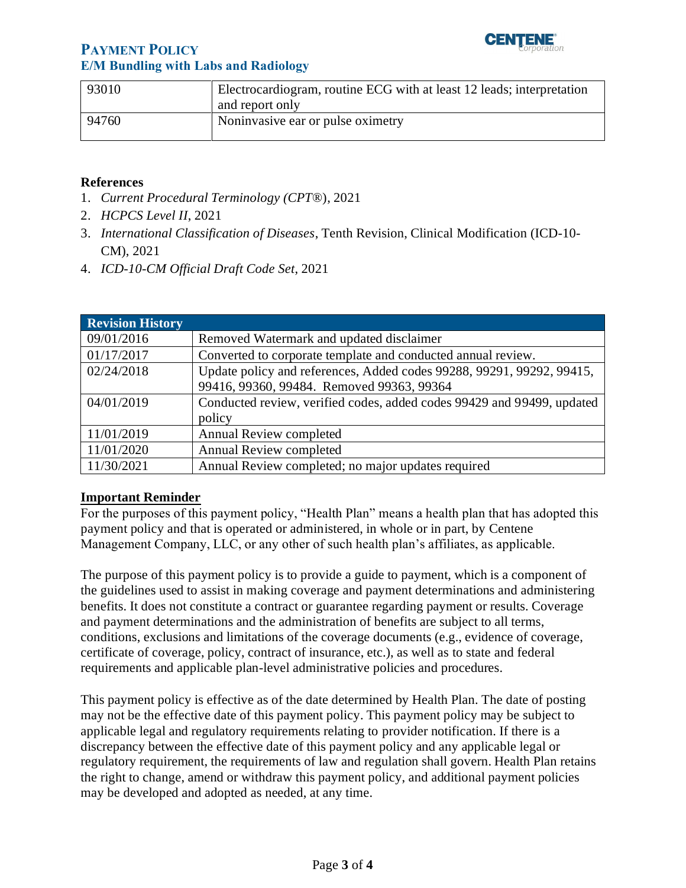| 93010 | Electrocardiogram, routine ECG with at least 12 leads; interpretation and report only |
|---|---|
| 94760 | Noninvasive ear or pulse oximetry |

**References**

1. *Current Procedural Terminology (CPT®)*, 2021
2. *HCPCS Level II*, 2021
3. *International Classification of Diseases*, Tenth Revision, Clinical Modification (ICD-10-CM), 2021
4. *ICD-10-CM Official Draft Code Set*, 2021

| Revision History | |
|---|---|
| 09/01/2016 | Removed Watermark and updated disclaimer |
| 01/17/2017 | Converted to corporate template and conducted annual review. |
| 02/24/2018 | Update policy and references, Added codes 99288, 99291, 99292, 99415, 99416, 99360, 99484. Removed 99363, 99364 |
| 04/01/2019 | Conducted review, verified codes, added codes 99429 and 99499, updated policy |
| 11/01/2019 | Annual Review completed |
| 11/01/2020 | Annual Review completed |
| 11/30/2021 | Annual Review completed; no major updates required |

**Important Reminder**

For the purposes of this payment policy, "Health Plan" means a health plan that has adopted this payment policy and that is operated or administered, in whole or in part, by Centene Management Company, LLC, or any other of such health plan's affiliates, as applicable.

The purpose of this payment policy is to provide a guide to payment, which is a component of the guidelines used to assist in making coverage and payment determinations and administering benefits. It does not constitute a contract or guarantee regarding payment or results. Coverage and payment determinations and the administration of benefits are subject to all terms, conditions, exclusions and limitations of the coverage documents (e.g., evidence of coverage, certificate of coverage, policy, contract of insurance, etc.), as well as to state and federal requirements and applicable plan-level administrative policies and procedures.

This payment policy is effective as of the date determined by Health Plan. The date of posting may not be the effective date of this payment policy. This payment policy may be subject to applicable legal and regulatory requirements relating to provider notification. If there is a discrepancy between the effective date of this payment policy and any applicable legal or regulatory requirement, the requirements of law and regulation shall govern. Health Plan retains the right to change, amend or withdraw this payment policy, and additional payment policies may be developed and adopted as needed, at any time.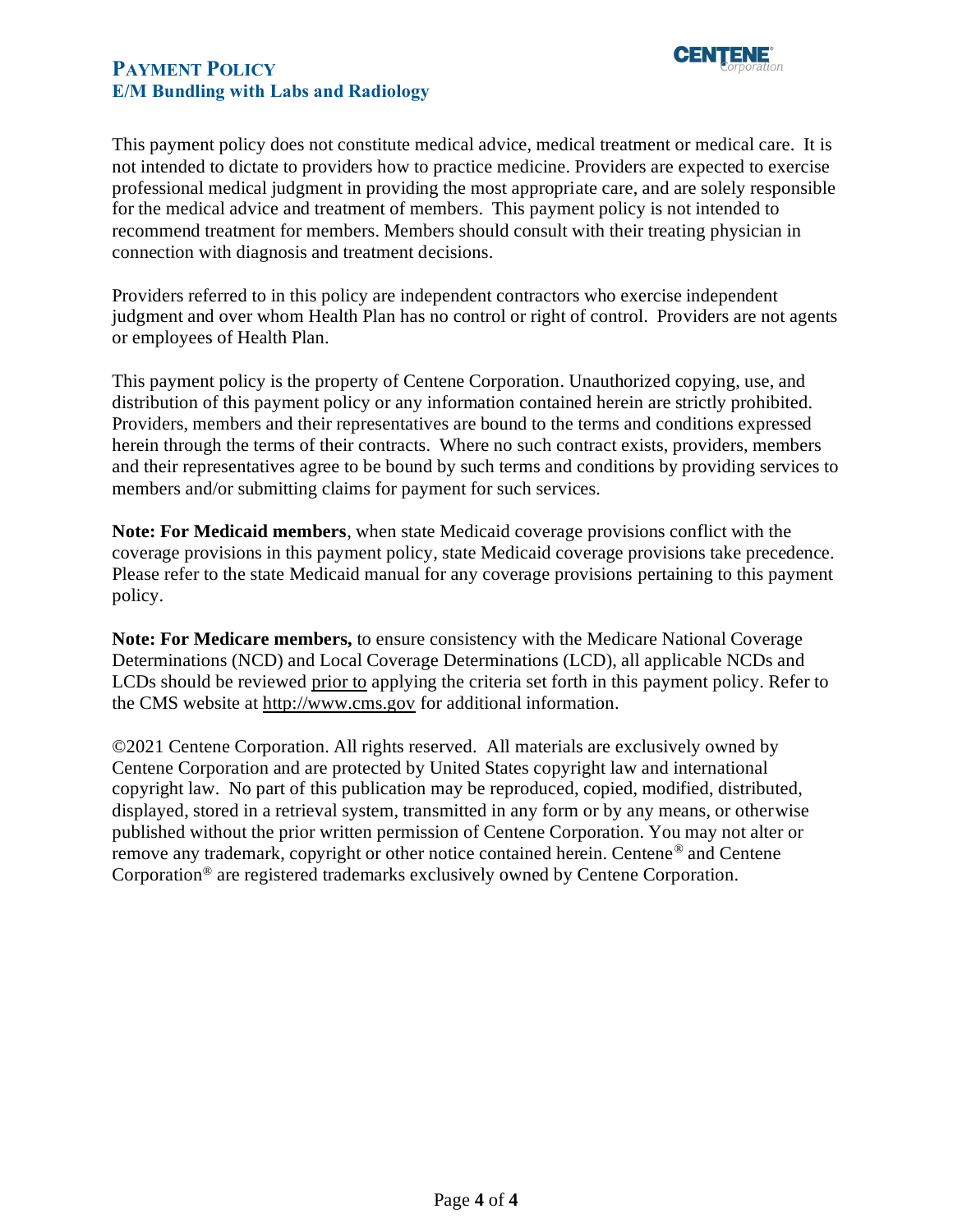This payment policy does not constitute medical advice, medical treatment or medical care. It is not intended to dictate to providers how to practice medicine. Providers are expected to exercise professional medical judgment in providing the most appropriate care, and are solely responsible for the medical advice and treatment of members. This payment policy is not intended to recommend treatment for members. Members should consult with their treating physician in connection with diagnosis and treatment decisions.

Providers referred to in this policy are independent contractors who exercise independent judgment and over whom Health Plan has no control or right of control. Providers are not agents or employees of Health Plan.

This payment policy is the property of Centene Corporation. Unauthorized copying, use, and distribution of this payment policy or any information contained herein are strictly prohibited. Providers, members and their representatives are bound to the terms and conditions expressed herein through the terms of their contracts. Where no such contract exists, providers, members and their representatives agree to be bound by such terms and conditions by providing services to members and/or submitting claims for payment for such services.

**Note: For Medicaid members**, when state Medicaid coverage provisions conflict with the coverage provisions in this payment policy, state Medicaid coverage provisions take precedence. Please refer to the state Medicaid manual for any coverage provisions pertaining to this payment policy.

**Note: For Medicare members,** to ensure consistency with the Medicare National Coverage Determinations (NCD) and Local Coverage Determinations (LCD), all applicable NCDs and LCDs should be reviewed prior to applying the criteria set forth in this payment policy. Refer to the CMS website at http://www.cms.gov for additional information.

©2021 Centene Corporation. All rights reserved. All materials are exclusively owned by Centene Corporation and are protected by United States copyright law and international copyright law. No part of this publication may be reproduced, copied, modified, distributed, displayed, stored in a retrieval system, transmitted in any form or by any means, or otherwise published without the prior written permission of Centene Corporation. You may not alter or remove any trademark, copyright or other notice contained herein. Centene® and Centene Corporation® are registered trademarks exclusively owned by Centene Corporation.